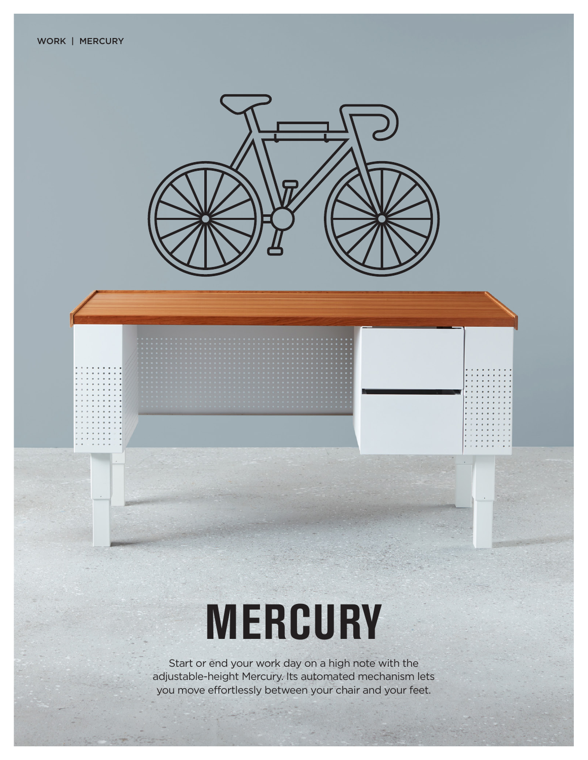# MERCURY

Start or end your work day on a high note with the adjustable-height Mercury. Its automated mechanism lets you move effortlessly between your chair and your feet.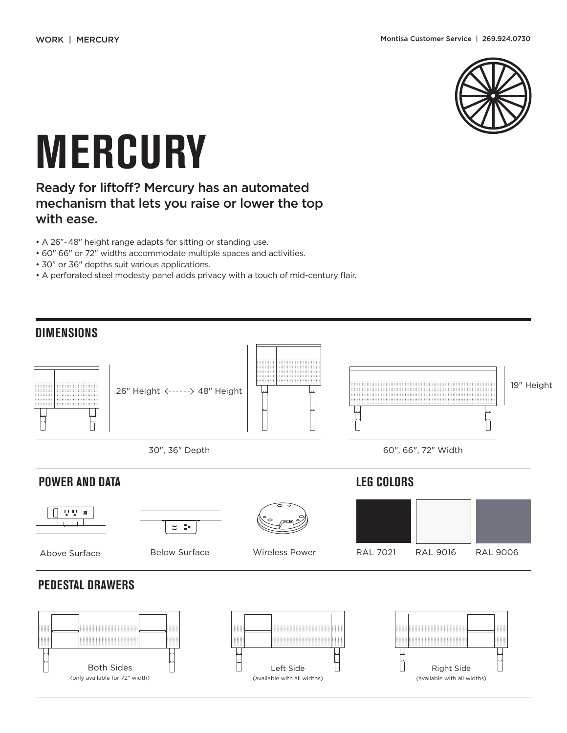WORK | MERCURY

Montisa Customer Service | 269.924.0730

# MERCURY

## Ready for liftoff? Mercury has an automated mechanism that lets you raise or lower the top with ease.

- A 26″- 48″ height range adapts for sitting or standing use.
- 60″ 66″ or 72″ widths accommodate multiple spaces and activities.
- 30″ or 36″ depths suit various applications.
- A perforated steel modesty panel adds privacy with a touch of mid-century flair.

## DIMENSIONS

26″ Height <------> 48″ Height

19″ Height

30″, 36″ Depth

60″, 66″, 72″ Width

## POWER AND DATA

Above Surface

Below Surface

Wireless Power

## LEG COLORS

RAL 7021

RAL 9016

RAL 9006

## PEDESTAL DRAWERS

Both Sides
(only available for 72″ width)

Left Side
(available with all widths)

Right Side
(available with all widths)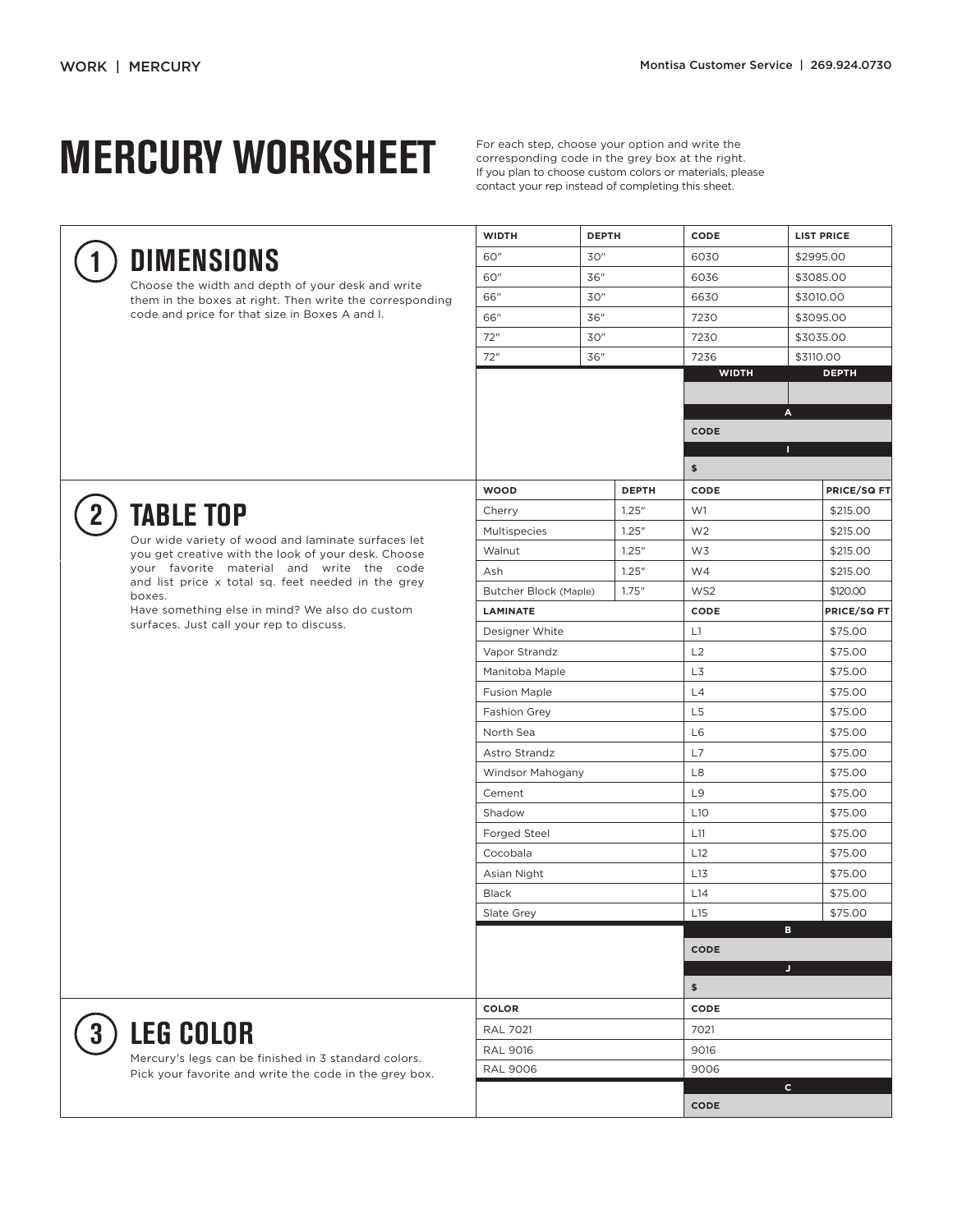# MERCURY WORKSHEET

For each step, choose your option and write the corresponding code in the grey box at the right. If you plan to choose custom colors or materials, please contact your rep instead of completing this sheet.

## 1 DIMENSIONS

Choose the width and depth of your desk and write them in the boxes at right. Then write the corresponding code and price for that size in Boxes A and I.

| WIDTH | DEPTH | CODE | LIST PRICE |
|---|---|---|---|
| 60" | 30" | 6030 | $2995.00 |
| 60" | 36" | 6036 | $3085.00 |
| 66" | 30" | 6630 | $3010.00 |
| 66" | 36" | 7230 | $3095.00 |
| 72" | 30" | 7230 | $3035.00 |
| 72" | 36" | 7236 | $3110.00 |

| WIDTH | DEPTH |
|---|---|
| | |

**A**

CODE

**I**

$

## 2 TABLE TOP

Our wide variety of wood and laminate surfaces let you get creative with the look of your desk. Choose your favorite material and write the code and list price x total sq. feet needed in the grey boxes.

Have something else in mind? We also do custom surfaces. Just call your rep to discuss.

| WOOD | DEPTH | CODE | PRICE/SQ FT |
|---|---|---|---|
| Cherry | 1.25" | W1 | $215.00 |
| Multispecies | 1.25" | W2 | $215.00 |
| Walnut | 1.25" | W3 | $215.00 |
| Ash | 1.25" | W4 | $215.00 |
| Butcher Block (Maple) | 1.75" | WS2 | $120.00 |

| LAMINATE | CODE | PRICE/SQ FT |
|---|---|---|
| Designer White | L1 | $75.00 |
| Vapor Strandz | L2 | $75.00 |
| Manitoba Maple | L3 | $75.00 |
| Fusion Maple | L4 | $75.00 |
| Fashion Grey | L5 | $75.00 |
| North Sea | L6 | $75.00 |
| Astro Strandz | L7 | $75.00 |
| Windsor Mahogany | L8 | $75.00 |
| Cement | L9 | $75.00 |
| Shadow | L10 | $75.00 |
| Forged Steel | L11 | $75.00 |
| Cocobala | L12 | $75.00 |
| Asian Night | L13 | $75.00 |
| Black | L14 | $75.00 |
| Slate Grey | L15 | $75.00 |

**B**

CODE

**J**

$

## 3 LEG COLOR

Mercury's legs can be finished in 3 standard colors. Pick your favorite and write the code in the grey box.

| COLOR | CODE |
|---|---|
| RAL 7021 | 7021 |
| RAL 9016 | 9016 |
| RAL 9006 | 9006 |

**C**

CODE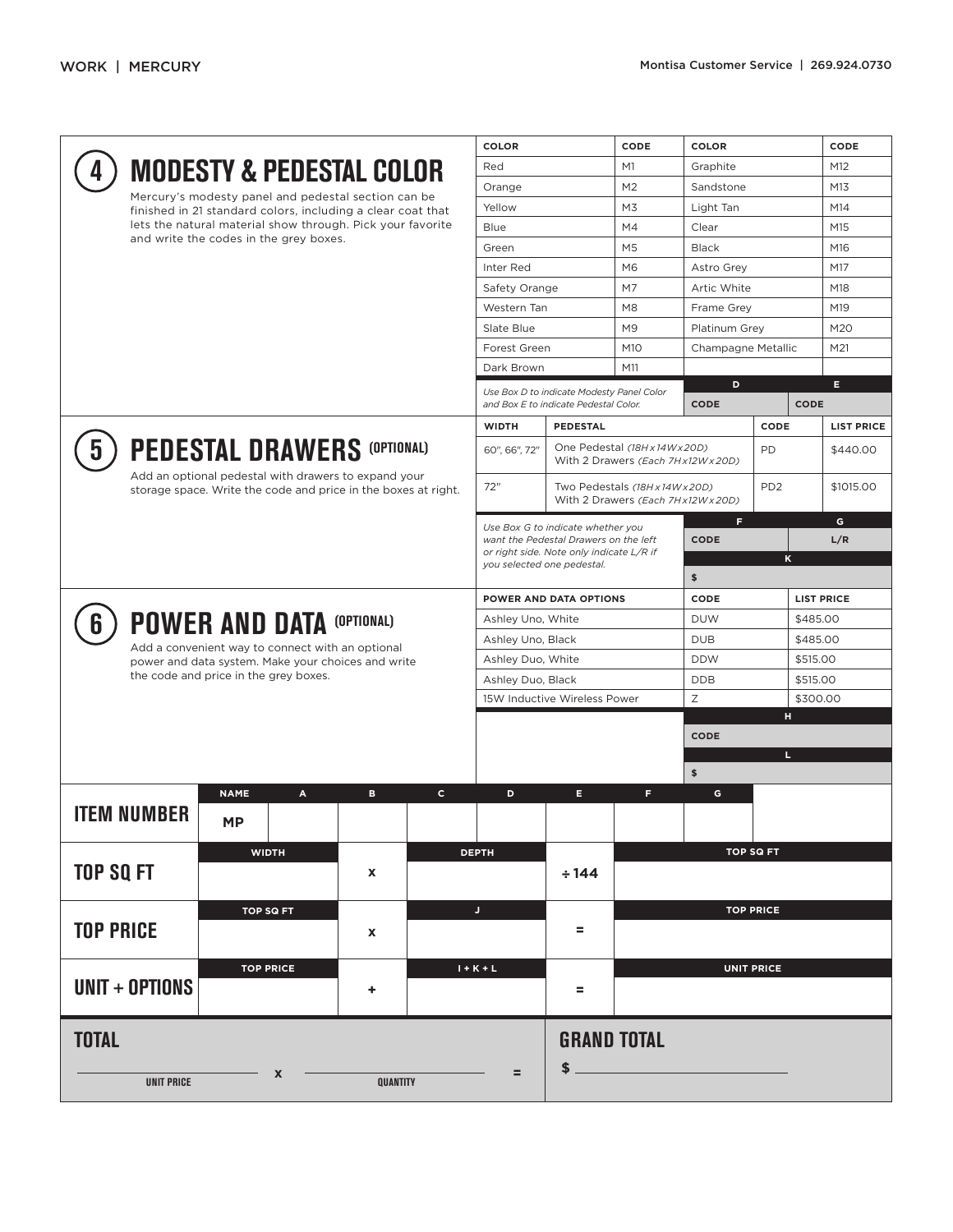## 4 MODESTY & PEDESTAL COLOR

Mercury's modesty panel and pedestal section can be finished in 21 standard colors, including a clear coat that lets the natural material show through. Pick your favorite and write the codes in the grey boxes.

| COLOR | CODE | COLOR | CODE |
|---|---|---|---|
| Red | M1 | Graphite | M12 |
| Orange | M2 | Sandstone | M13 |
| Yellow | M3 | Light Tan | M14 |
| Blue | M4 | Clear | M15 |
| Green | M5 | Black | M16 |
| Inter Red | M6 | Astro Grey | M17 |
| Safety Orange | M7 | Artic White | M18 |
| Western Tan | M8 | Frame Grey | M19 |
| Slate Blue | M9 | Platinum Grey | M20 |
| Forest Green | M10 | Champagne Metallic | M21 |
| Dark Brown | M11 | | |

*Use Box D to indicate Modesty Panel Color and Box E to indicate Pedestal Color.*

| D | E |
|---|---|
| CODE | CODE |

## 5 PEDESTAL DRAWERS (OPTIONAL)

Add an optional pedestal with drawers to expand your storage space. Write the code and price in the boxes at right.

| WIDTH | PEDESTAL | CODE | LIST PRICE |
|---|---|---|---|
| 60", 66", 72" | One Pedestal *(18H x 14W x 20D)* With 2 Drawers *(Each 7H x 12W x 20D)* | PD | $440.00 |
| 72" | Two Pedestals *(18H x 14W x 20D)* With 2 Drawers *(Each 7H x 12W x 20D)* | PD2 | $1015.00 |

*Use Box G to indicate whether you want the Pedestal Drawers on the left or right side. Note only indicate L/R if you selected one pedestal.*

| F | G |
|---|---|
| CODE | L/R |

| K |
|---|
| $ |

## 6 POWER AND DATA (OPTIONAL)

Add a convenient way to connect with an optional power and data system. Make your choices and write the code and price in the grey boxes.

| POWER AND DATA OPTIONS | CODE | LIST PRICE |
|---|---|---|
| Ashley Uno, White | DUW | $485.00 |
| Ashley Uno, Black | DUB | $485.00 |
| Ashley Duo, White | DDW | $515.00 |
| Ashley Duo, Black | DDB | $515.00 |
| 15W Inductive Wireless Power | Z | $300.00 |

| H |
|---|
| CODE |

| L |
|---|
| $ |

| | NAME | A | B | C | D | E | F | G |
|---|---|---|---|---|---|---|---|---|
| **ITEM NUMBER** | MP | | | | | | | |

| | WIDTH | | DEPTH | | TOP SQ FT |
|---|---|---|---|---|---|
| **TOP SQ FT** | | x | | ÷ 144 | |

| | TOP SQ FT | | J | | TOP PRICE |
|---|---|---|---|---|---|
| **TOP PRICE** | | x | | = | |

| | TOP PRICE | | I + K + L | | UNIT PRICE |
|---|---|---|---|---|---|
| **UNIT + OPTIONS** | | + | | = | |

**TOTAL**

\_\_\_\_\_\_\_\_\_\_ x \_\_\_\_\_\_\_\_\_\_ =

UNIT PRICE QUANTITY

**GRAND TOTAL**

$ \_\_\_\_\_\_\_\_\_\_